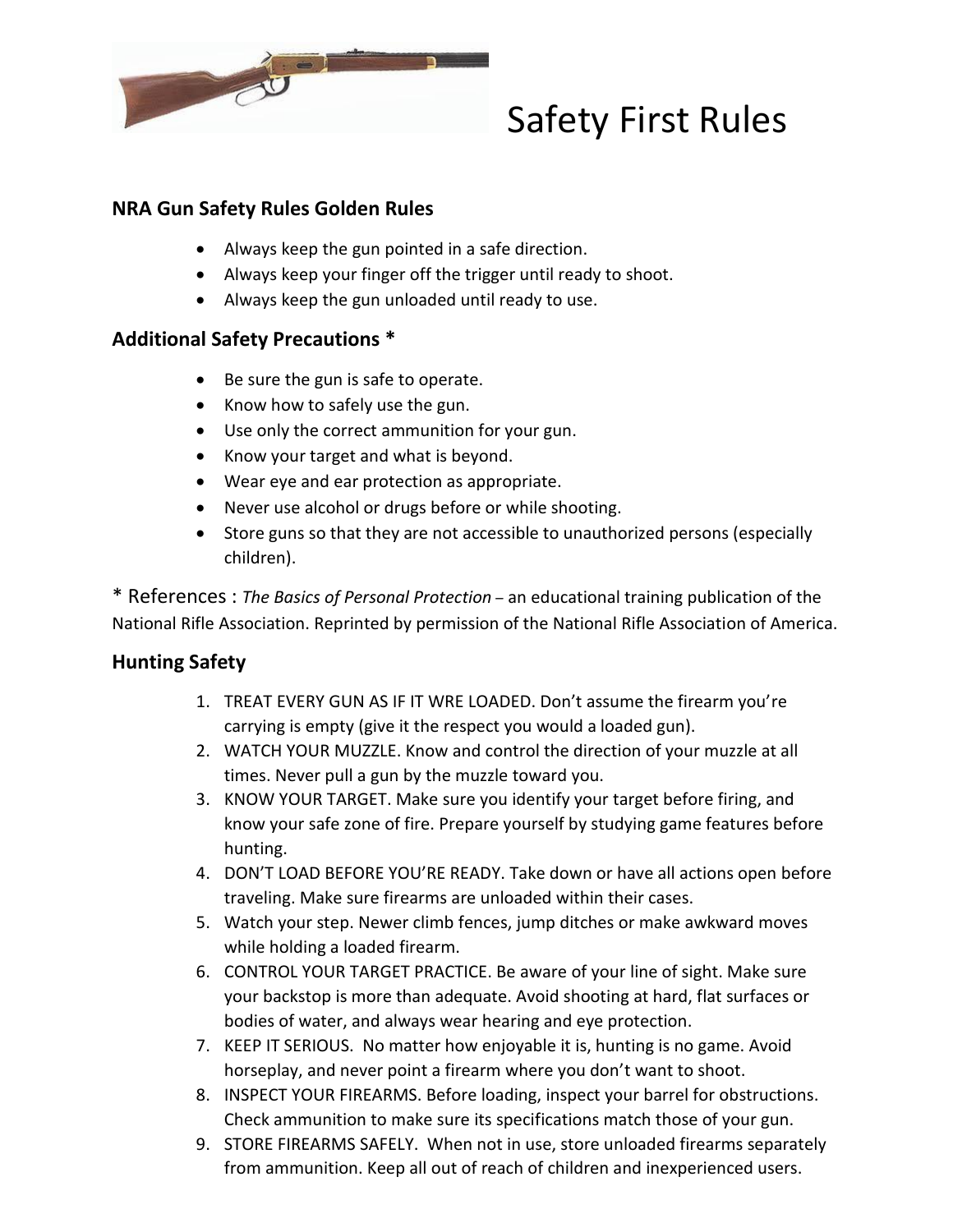# Safety First Rules

## NRA Gun Safety Rules Golden Rules

- Always keep the gun pointed in a safe direction.
- Always keep your finger off the trigger until ready to shoot.
- Always keep the gun unloaded until ready to use.

## Additional Safety Precautions *

- Be sure the gun is safe to operate.
- Know how to safely use the gun.
- Use only the correct ammunition for your gun.
- Know your target and what is beyond.
- Wear eye and ear protection as appropriate.
- Never use alcohol or drugs before or while shooting.
- Store guns so that they are not accessible to unauthorized persons (especially children).

* References : *The Basics of Personal Protection* – an educational training publication of the National Rifle Association. Reprinted by permission of the National Rifle Association of America.

## Hunting Safety

1. TREAT EVERY GUN AS IF IT WRE LOADED. Don't assume the firearm you're carrying is empty (give it the respect you would a loaded gun).
2. WATCH YOUR MUZZLE. Know and control the direction of your muzzle at all times. Never pull a gun by the muzzle toward you.
3. KNOW YOUR TARGET. Make sure you identify your target before firing, and know your safe zone of fire. Prepare yourself by studying game features before hunting.
4. DON'T LOAD BEFORE YOU'RE READY. Take down or have all actions open before traveling. Make sure firearms are unloaded within their cases.
5. Watch your step. Newer climb fences, jump ditches or make awkward moves while holding a loaded firearm.
6. CONTROL YOUR TARGET PRACTICE. Be aware of your line of sight. Make sure your backstop is more than adequate. Avoid shooting at hard, flat surfaces or bodies of water, and always wear hearing and eye protection.
7. KEEP IT SERIOUS. No matter how enjoyable it is, hunting is no game. Avoid horseplay, and never point a firearm where you don't want to shoot.
8. INSPECT YOUR FIREARMS. Before loading, inspect your barrel for obstructions. Check ammunition to make sure its specifications match those of your gun.
9. STORE FIREARMS SAFELY. When not in use, store unloaded firearms separately from ammunition. Keep all out of reach of children and inexperienced users.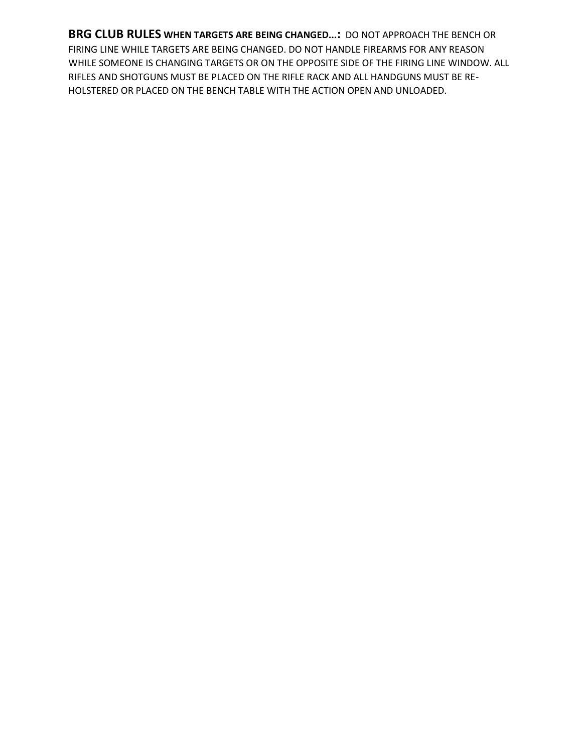**BRG CLUB RULES WHEN TARGETS ARE BEING CHANGED…:** DO NOT APPROACH THE BENCH OR FIRING LINE WHILE TARGETS ARE BEING CHANGED. DO NOT HANDLE FIREARMS FOR ANY REASON WHILE SOMEONE IS CHANGING TARGETS OR ON THE OPPOSITE SIDE OF THE FIRING LINE WINDOW. ALL RIFLES AND SHOTGUNS MUST BE PLACED ON THE RIFLE RACK AND ALL HANDGUNS MUST BE RE-HOLSTERED OR PLACED ON THE BENCH TABLE WITH THE ACTION OPEN AND UNLOADED.